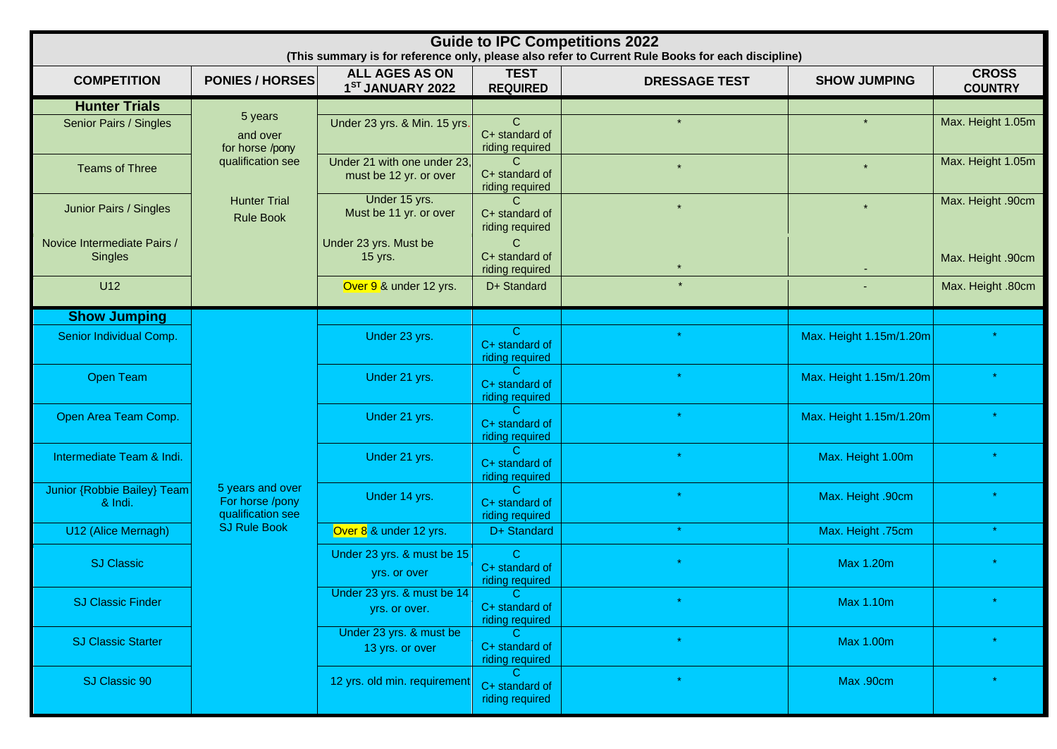# Guide to IPC Competitions 2022

**(This summary is for reference only, please also refer to Current Rule Books for each discipline)**

| COMPETITION | PONIES / HORSES | ALL AGES AS ON 1ST JANUARY 2022 | TEST REQUIRED | DRESSAGE TEST | SHOW JUMPING | CROSS COUNTRY |
|---|---|---|---|---|---|---|
| **Hunter Trials** | 5 years and over for horse /pony qualification see Hunter Trial Rule Book | | | | | |
| Senior Pairs / Singles | | Under 23 yrs. & Min. 15 yrs. | C C+ standard of riding required | * | * | Max. Height 1.05m |
| Teams of Three | | Under 21 with one under 23, must be 12 yr. or over | C C+ standard of riding required | * | * | Max. Height 1.05m |
| Junior Pairs / Singles | | Under 15 yrs. Must be 11 yr. or over | C C+ standard of riding required | * | * | Max. Height .90cm |
| Novice Intermediate Pairs / Singles | | Under 23 yrs. Must be 15 yrs. | C C+ standard of riding required | * | - | Max. Height .90cm |
| U12 | | Over 9 & under 12 yrs. | D+ Standard | * | - | Max. Height .80cm |
| **Show Jumping** | 5 years and over For horse /pony qualification see SJ Rule Book | | | | | |
| Senior Individual Comp. | | Under 23 yrs. | C C+ standard of riding required | * | Max. Height 1.15m/1.20m | * |
| Open Team | | Under 21 yrs. | C C+ standard of riding required | * | Max. Height 1.15m/1.20m | * |
| Open Area Team Comp. | | Under 21 yrs. | C C+ standard of riding required | * | Max. Height 1.15m/1.20m | * |
| Intermediate Team & Indi. | | Under 21 yrs. | C C+ standard of riding required | * | Max. Height 1.00m | * |
| Junior {Robbie Bailey} Team & Indi. | | Under 14 yrs. | C C+ standard of riding required | * | Max. Height .90cm | * |
| U12 (Alice Mernagh) | | Over 8 & under 12 yrs. | D+ Standard | * | Max. Height .75cm | * |
| SJ Classic | | Under 23 yrs. & must be 15 yrs. or over | C C+ standard of riding required | * | Max 1.20m | * |
| SJ Classic Finder | | Under 23 yrs. & must be 14 yrs. or over. | C C+ standard of riding required | * | Max 1.10m | * |
| SJ Classic Starter | | Under 23 yrs. & must be 13 yrs. or over | C C+ standard of riding required | * | Max 1.00m | * |
| SJ Classic 90 | | 12 yrs. old min. requirement | C C+ standard of riding required | * | Max .90cm | * |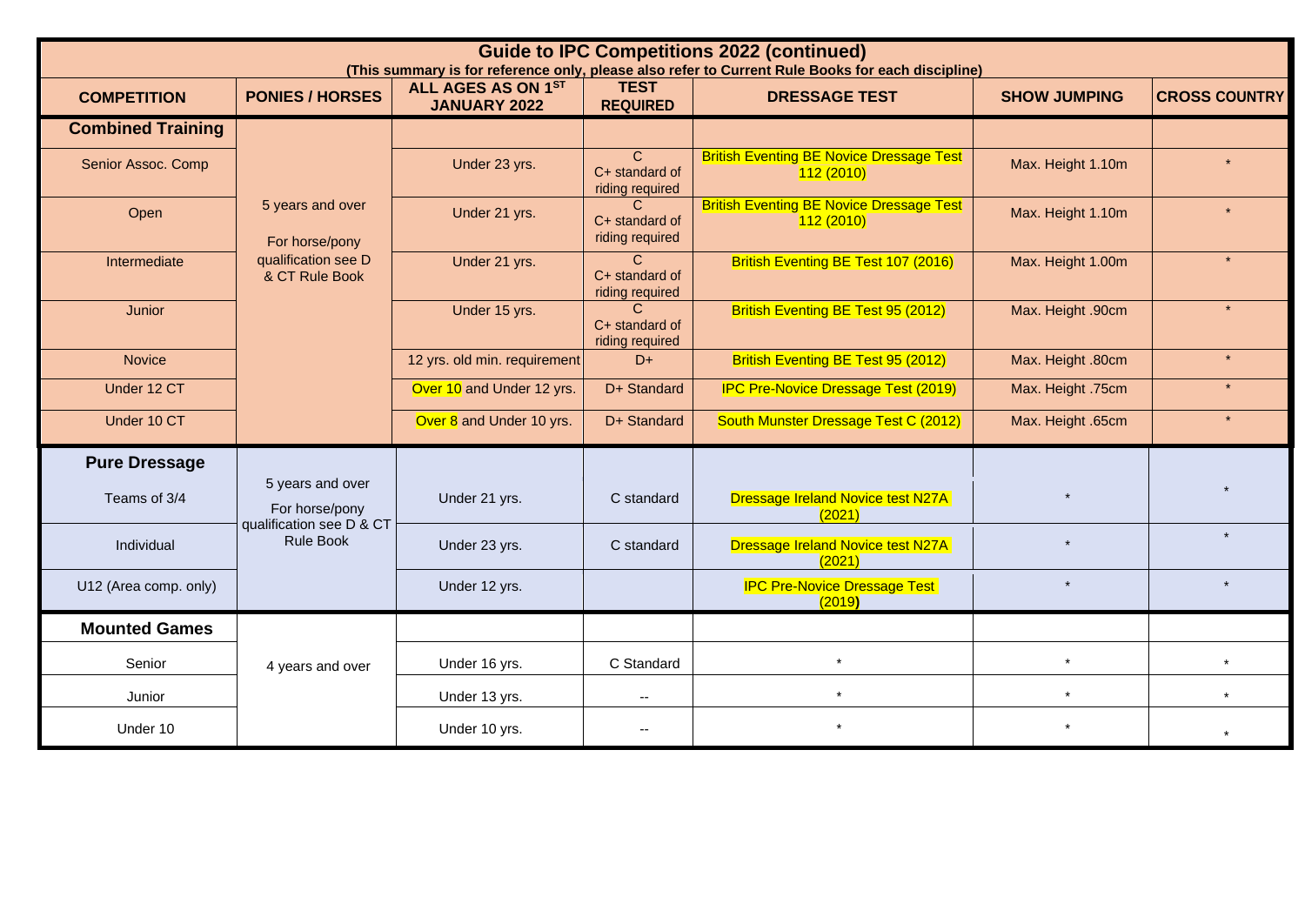# Guide to IPC Competitions 2022 (continued)

**(This summary is for reference only, please also refer to Current Rule Books for each discipline)**

| COMPETITION | PONIES / HORSES | ALL AGES AS ON 1ST JANUARY 2022 | TEST REQUIRED | DRESSAGE TEST | SHOW JUMPING | CROSS COUNTRY |
|---|---|---|---|---|---|---|
| **Combined Training** | 5 years and over For horse/pony qualification see D & CT Rule Book | | | | | |
| Senior Assoc. Comp | | Under 23 yrs. | C C+ standard of riding required | British Eventing BE Novice Dressage Test 112 (2010) | Max. Height 1.10m | * |
| Open | | Under 21 yrs. | C C+ standard of riding required | British Eventing BE Novice Dressage Test 112 (2010) | Max. Height 1.10m | * |
| Intermediate | | Under 21 yrs. | C C+ standard of riding required | British Eventing BE Test 107 (2016) | Max. Height 1.00m | * |
| Junior | | Under 15 yrs. | C C+ standard of riding required | British Eventing BE Test 95 (2012) | Max. Height .90cm | * |
| Novice | | 12 yrs. old min. requirement | D+ | British Eventing BE Test 95 (2012) | Max. Height .80cm | * |
| Under 12 CT | | Over 10 and Under 12 yrs. | D+ Standard | IPC Pre-Novice Dressage Test (2019) | Max. Height .75cm | * |
| Under 10 CT | | Over 8 and Under 10 yrs. | D+ Standard | South Munster Dressage Test C (2012) | Max. Height .65cm | * |
| **Pure Dressage** | 5 years and over For horse/pony qualification see D & CT Rule Book | | | | | |
| Teams of 3/4 | | Under 21 yrs. | C standard | Dressage Ireland Novice test N27A (2021) | * | * |
| Individual | | Under 23 yrs. | C standard | Dressage Ireland Novice test N27A (2021) | * | * |
| U12 (Area comp. only) | | Under 12 yrs. | | IPC Pre-Novice Dressage Test (2019) | * | * |
| **Mounted Games** | 4 years and over | | | | | |
| Senior | | Under 16 yrs. | C Standard | * | * | * |
| Junior | | Under 13 yrs. | -- | * | * | * |
| Under 10 | | Under 10 yrs. | -- | * | * | * |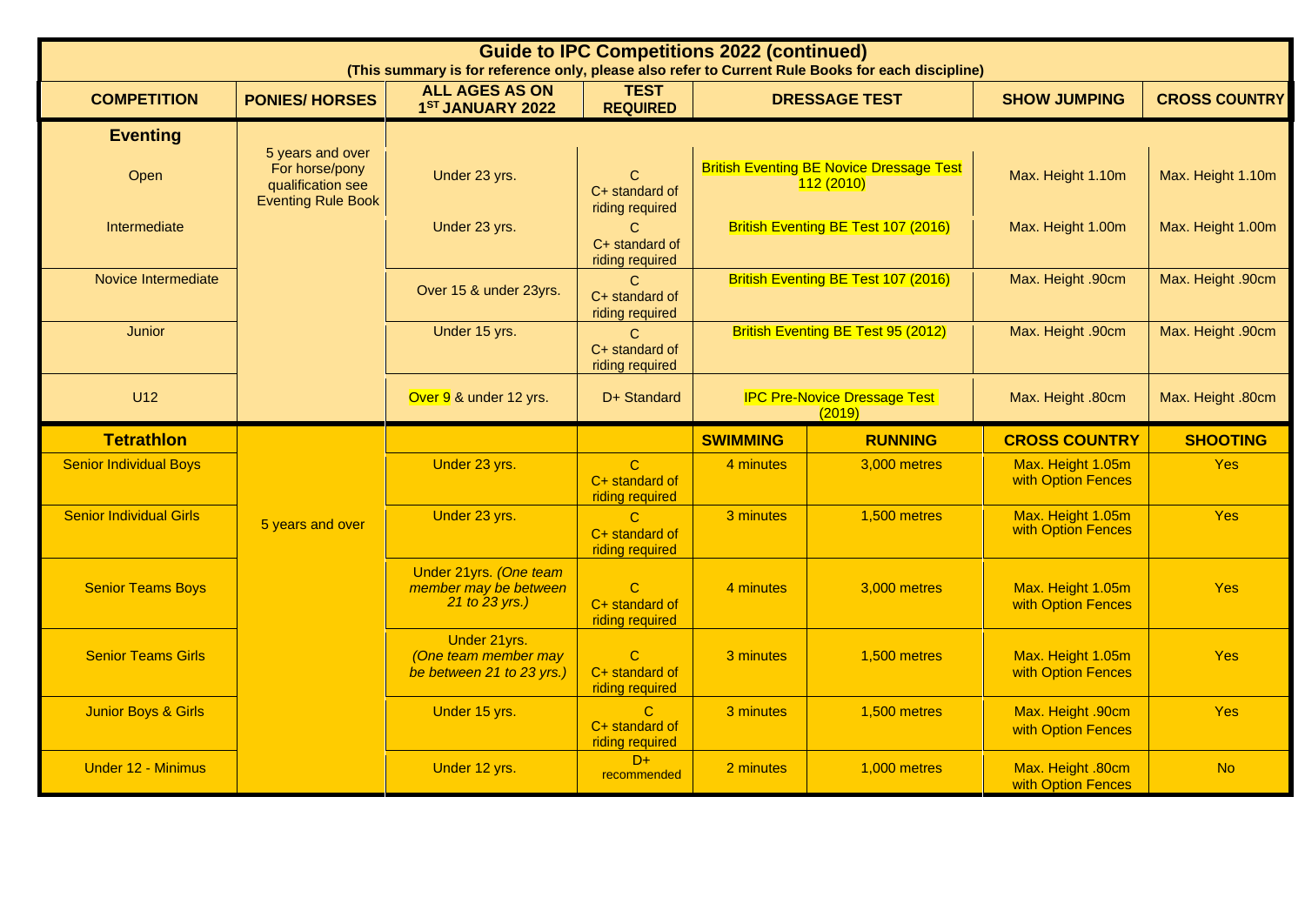# Guide to IPC Competitions 2022 (continued)

**(This summary is for reference only, please also refer to Current Rule Books for each discipline)**

| COMPETITION | PONIES/ HORSES | ALL AGES AS ON 1ST JANUARY 2022 | TEST REQUIRED | DRESSAGE TEST | | SHOW JUMPING | CROSS COUNTRY |
|---|---|---|---|---|---|---|---|
| **Eventing** | 5 years and over For horse/pony qualification see Eventing Rule Book | | | | | | |
| Open | | Under 23 yrs. | C C+ standard of riding required | British Eventing BE Novice Dressage Test 112 (2010) | | Max. Height 1.10m | Max. Height 1.10m |
| Intermediate | | Under 23 yrs. | C C+ standard of riding required | British Eventing BE Test 107 (2016) | | Max. Height 1.00m | Max. Height 1.00m |
| Novice Intermediate | | Over 15 & under 23yrs. | C C+ standard of riding required | British Eventing BE Test 107 (2016) | | Max. Height .90cm | Max. Height .90cm |
| Junior | | Under 15 yrs. | C C+ standard of riding required | British Eventing BE Test 95 (2012) | | Max. Height .90cm | Max. Height .90cm |
| U12 | | Over 9 & under 12 yrs. | D+ Standard | IPC Pre-Novice Dressage Test (2019) | | Max. Height .80cm | Max. Height .80cm |
| **Tetrathlon** | | | | **SWIMMING** | **RUNNING** | **CROSS COUNTRY** | **SHOOTING** |
| Senior Individual Boys | 5 years and over | Under 23 yrs. | C C+ standard of riding required | 4 minutes | 3,000 metres | Max. Height 1.05m with Option Fences | Yes |
| Senior Individual Girls | | Under 23 yrs. | C C+ standard of riding required | 3 minutes | 1,500 metres | Max. Height 1.05m with Option Fences | Yes |
| Senior Teams Boys | | Under 21yrs. *(One team member may be between 21 to 23 yrs.)* | C C+ standard of riding required | 4 minutes | 3,000 metres | Max. Height 1.05m with Option Fences | Yes |
| Senior Teams Girls | | Under 21yrs. *(One team member may be between 21 to 23 yrs.)* | C C+ standard of riding required | 3 minutes | 1,500 metres | Max. Height 1.05m with Option Fences | Yes |
| Junior Boys & Girls | | Under 15 yrs. | C C+ standard of riding required | 3 minutes | 1,500 metres | Max. Height .90cm with Option Fences | Yes |
| Under 12 - Minimus | | Under 12 yrs. | D+ recommended | 2 minutes | 1,000 metres | Max. Height .80cm with Option Fences | No |